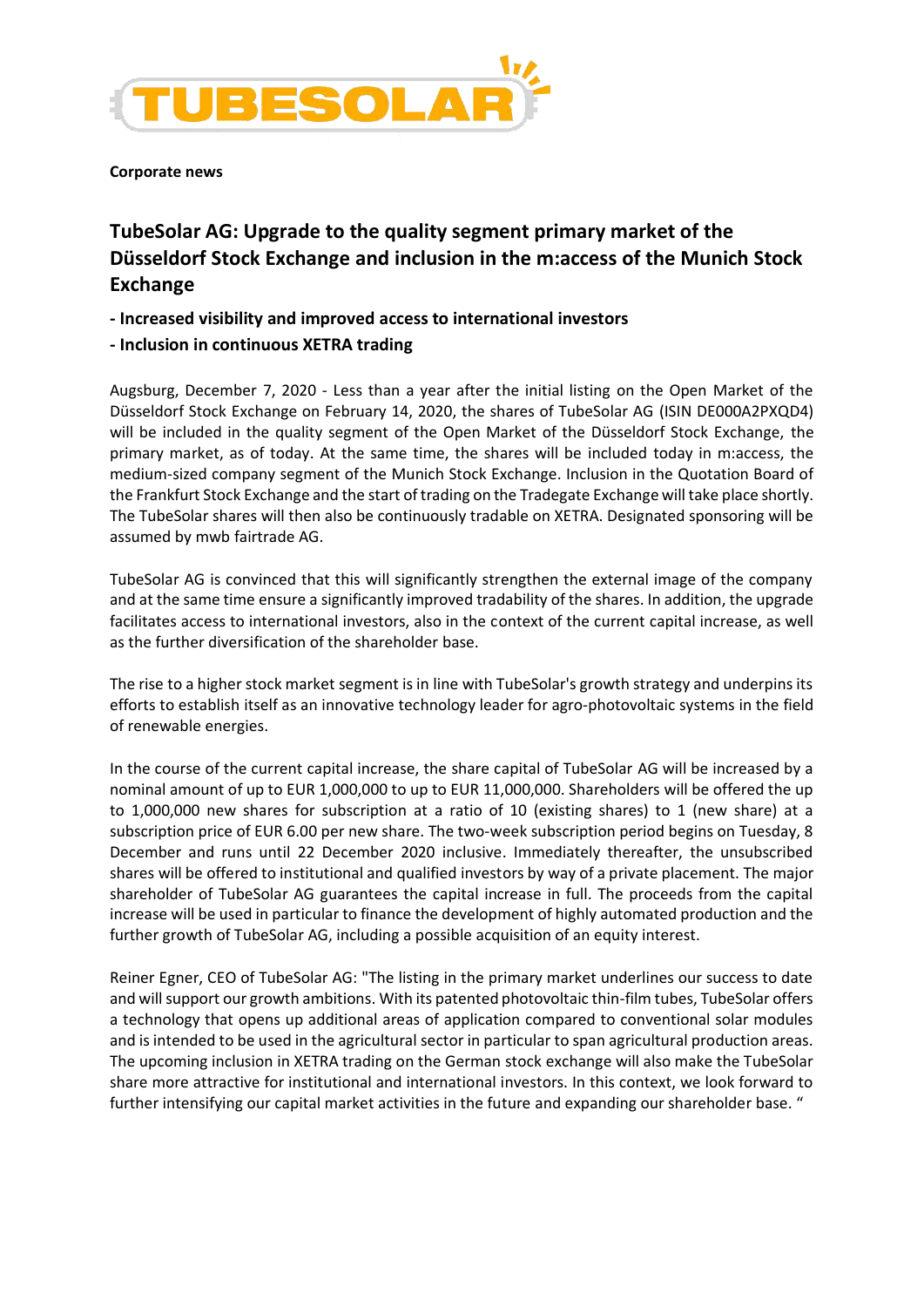**Corporate news**

# TubeSolar AG: Upgrade to the quality segment primary market of the Düsseldorf Stock Exchange and inclusion in the m:access of the Munich Stock Exchange

**- Increased visibility and improved access to international investors**

**- Inclusion in continuous XETRA trading**

Augsburg, December 7, 2020 - Less than a year after the initial listing on the Open Market of the Düsseldorf Stock Exchange on February 14, 2020, the shares of TubeSolar AG (ISIN DE000A2PXQD4) will be included in the quality segment of the Open Market of the Düsseldorf Stock Exchange, the primary market, as of today. At the same time, the shares will be included today in m:access, the medium-sized company segment of the Munich Stock Exchange. Inclusion in the Quotation Board of the Frankfurt Stock Exchange and the start of trading on the Tradegate Exchange will take place shortly. The TubeSolar shares will then also be continuously tradable on XETRA. Designated sponsoring will be assumed by mwb fairtrade AG.

TubeSolar AG is convinced that this will significantly strengthen the external image of the company and at the same time ensure a significantly improved tradability of the shares. In addition, the upgrade facilitates access to international investors, also in the context of the current capital increase, as well as the further diversification of the shareholder base.

The rise to a higher stock market segment is in line with TubeSolar's growth strategy and underpins its efforts to establish itself as an innovative technology leader for agro-photovoltaic systems in the field of renewable energies.

In the course of the current capital increase, the share capital of TubeSolar AG will be increased by a nominal amount of up to EUR 1,000,000 to up to EUR 11,000,000. Shareholders will be offered the up to 1,000,000 new shares for subscription at a ratio of 10 (existing shares) to 1 (new share) at a subscription price of EUR 6.00 per new share. The two-week subscription period begins on Tuesday, 8 December and runs until 22 December 2020 inclusive. Immediately thereafter, the unsubscribed shares will be offered to institutional and qualified investors by way of a private placement. The major shareholder of TubeSolar AG guarantees the capital increase in full. The proceeds from the capital increase will be used in particular to finance the development of highly automated production and the further growth of TubeSolar AG, including a possible acquisition of an equity interest.

Reiner Egner, CEO of TubeSolar AG: "The listing in the primary market underlines our success to date and will support our growth ambitions. With its patented photovoltaic thin-film tubes, TubeSolar offers a technology that opens up additional areas of application compared to conventional solar modules and is intended to be used in the agricultural sector in particular to span agricultural production areas. The upcoming inclusion in XETRA trading on the German stock exchange will also make the TubeSolar share more attractive for institutional and international investors. In this context, we look forward to further intensifying our capital market activities in the future and expanding our shareholder base. "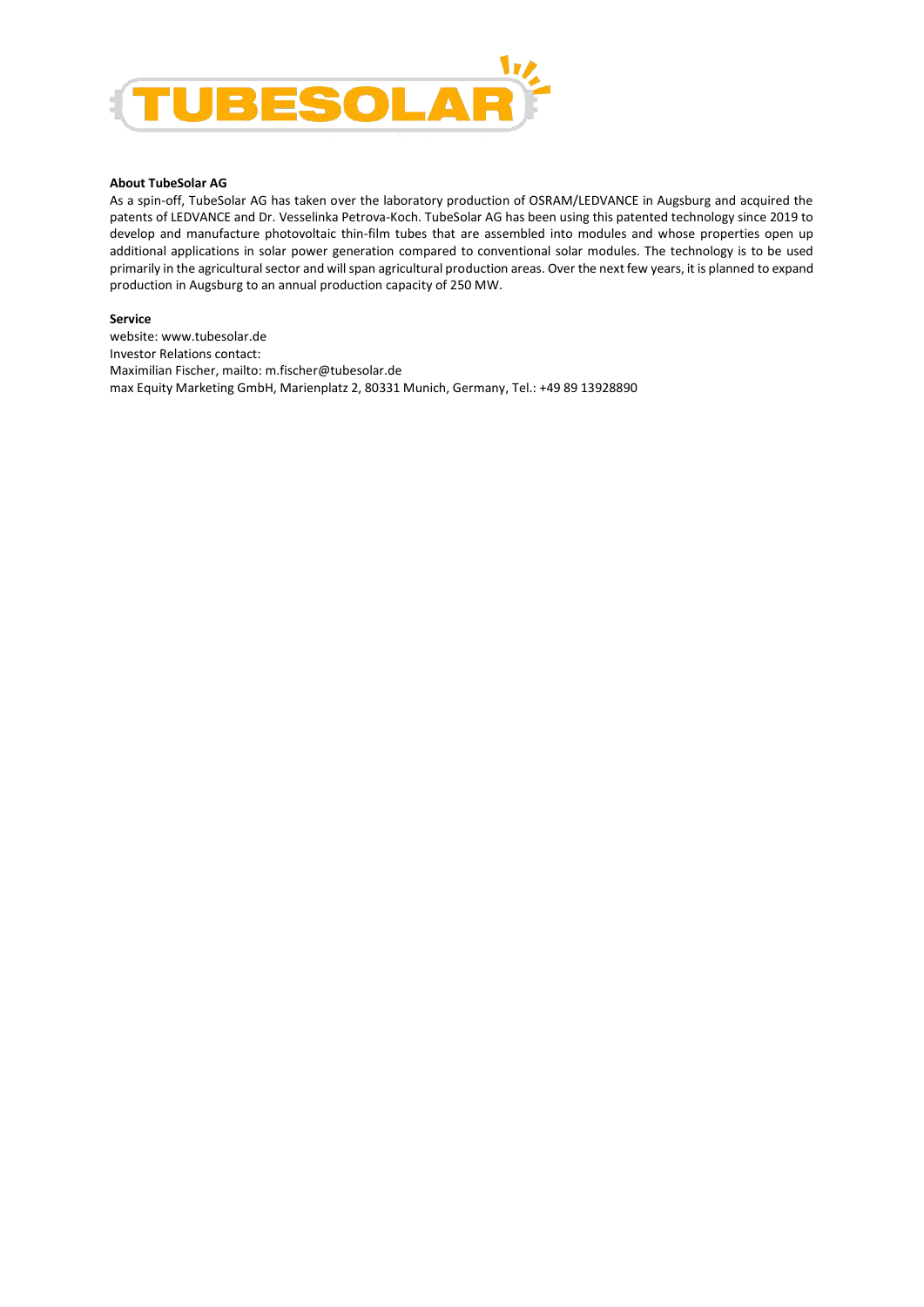**About TubeSolar AG**

As a spin-off, TubeSolar AG has taken over the laboratory production of OSRAM/LEDVANCE in Augsburg and acquired the patents of LEDVANCE and Dr. Vesselinka Petrova-Koch. TubeSolar AG has been using this patented technology since 2019 to develop and manufacture photovoltaic thin-film tubes that are assembled into modules and whose properties open up additional applications in solar power generation compared to conventional solar modules. The technology is to be used primarily in the agricultural sector and will span agricultural production areas. Over the next few years, it is planned to expand production in Augsburg to an annual production capacity of 250 MW.

**Service**

website: www.tubesolar.de
Investor Relations contact:
Maximilian Fischer, mailto: m.fischer@tubesolar.de
max Equity Marketing GmbH, Marienplatz 2, 80331 Munich, Germany, Tel.: +49 89 13928890